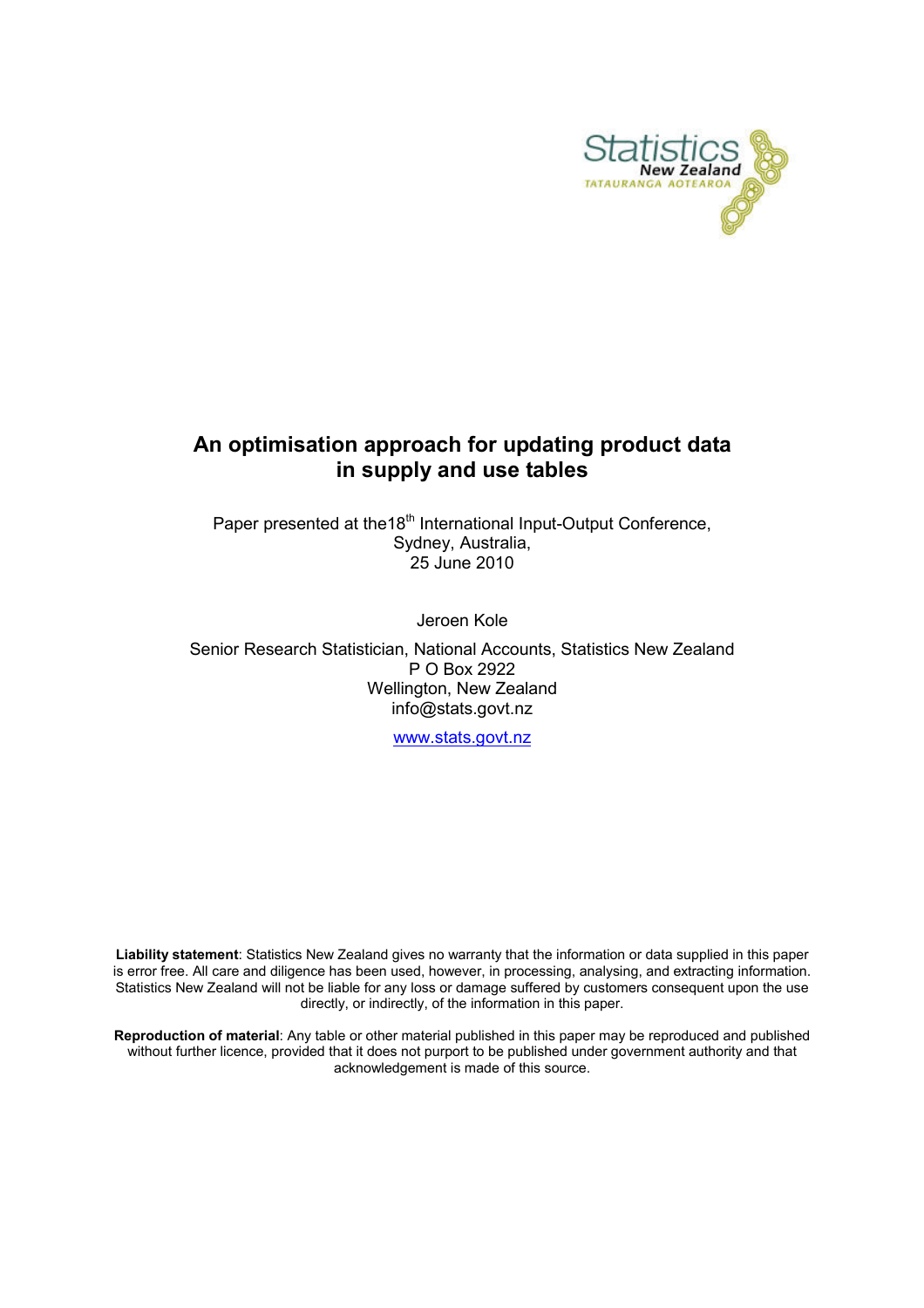# An optimisation approach for updating product data in supply and use tables

Paper presented at the18[th] International Input-Output Conference,
Sydney, Australia,
25 June 2010

Jeroen Kole

Senior Research Statistician, National Accounts, Statistics New Zealand
P O Box 2922
Wellington, New Zealand
info@stats.govt.nz

www.stats.govt.nz

**Liability statement**: Statistics New Zealand gives no warranty that the information or data supplied in this paper is error free. All care and diligence has been used, however, in processing, analysing, and extracting information. Statistics New Zealand will not be liable for any loss or damage suffered by customers consequent upon the use directly, or indirectly, of the information in this paper.

**Reproduction of material**: Any table or other material published in this paper may be reproduced and published without further licence, provided that it does not purport to be published under government authority and that acknowledgement is made of this source.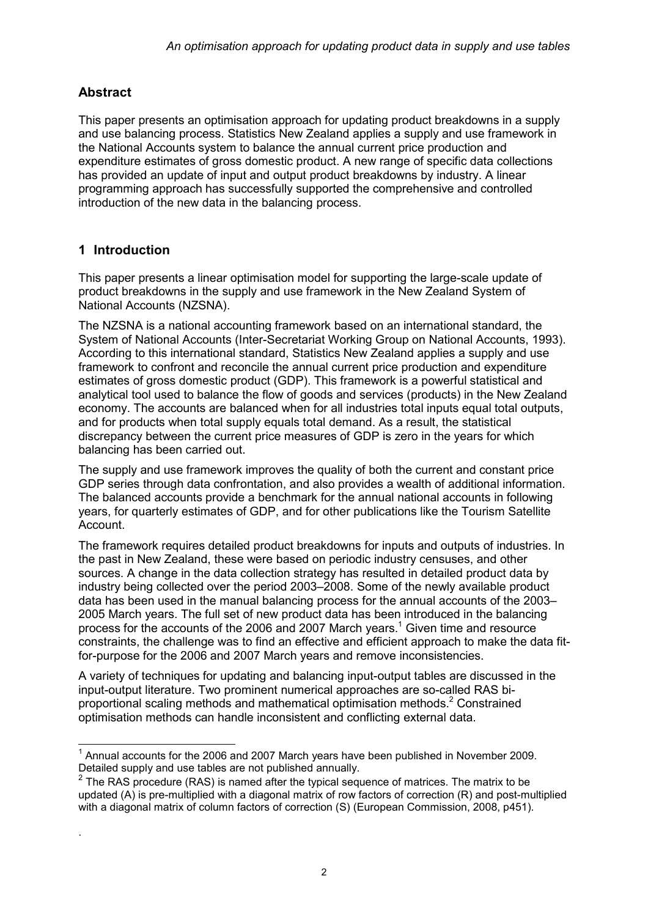## Abstract

This paper presents an optimisation approach for updating product breakdowns in a supply and use balancing process. Statistics New Zealand applies a supply and use framework in the National Accounts system to balance the annual current price production and expenditure estimates of gross domestic product. A new range of specific data collections has provided an update of input and output product breakdowns by industry. A linear programming approach has successfully supported the comprehensive and controlled introduction of the new data in the balancing process.

## 1 Introduction

This paper presents a linear optimisation model for supporting the large-scale update of product breakdowns in the supply and use framework in the New Zealand System of National Accounts (NZSNA).

The NZSNA is a national accounting framework based on an international standard, the System of National Accounts (Inter-Secretariat Working Group on National Accounts, 1993). According to this international standard, Statistics New Zealand applies a supply and use framework to confront and reconcile the annual current price production and expenditure estimates of gross domestic product (GDP). This framework is a powerful statistical and analytical tool used to balance the flow of goods and services (products) in the New Zealand economy. The accounts are balanced when for all industries total inputs equal total outputs, and for products when total supply equals total demand. As a result, the statistical discrepancy between the current price measures of GDP is zero in the years for which balancing has been carried out.

The supply and use framework improves the quality of both the current and constant price GDP series through data confrontation, and also provides a wealth of additional information. The balanced accounts provide a benchmark for the annual national accounts in following years, for quarterly estimates of GDP, and for other publications like the Tourism Satellite Account.

The framework requires detailed product breakdowns for inputs and outputs of industries. In the past in New Zealand, these were based on periodic industry censuses, and other sources. A change in the data collection strategy has resulted in detailed product data by industry being collected over the period 2003–2008. Some of the newly available product data has been used in the manual balancing process for the annual accounts of the 2003–2005 March years. The full set of new product data has been introduced in the balancing process for the accounts of the 2006 and 2007 March years.[1] Given time and resource constraints, the challenge was to find an effective and efficient approach to make the data fit-for-purpose for the 2006 and 2007 March years and remove inconsistencies.

A variety of techniques for updating and balancing input-output tables are discussed in the input-output literature. Two prominent numerical approaches are so-called RAS bi-proportional scaling methods and mathematical optimisation methods.[2] Constrained optimisation methods can handle inconsistent and conflicting external data.

---

[1] Annual accounts for the 2006 and 2007 March years have been published in November 2009. Detailed supply and use tables are not published annually.

[2] The RAS procedure (RAS) is named after the typical sequence of matrices. The matrix to be updated (A) is pre-multiplied with a diagonal matrix of row factors of correction (R) and post-multiplied with a diagonal matrix of column factors of correction (S) (European Commission, 2008, p451).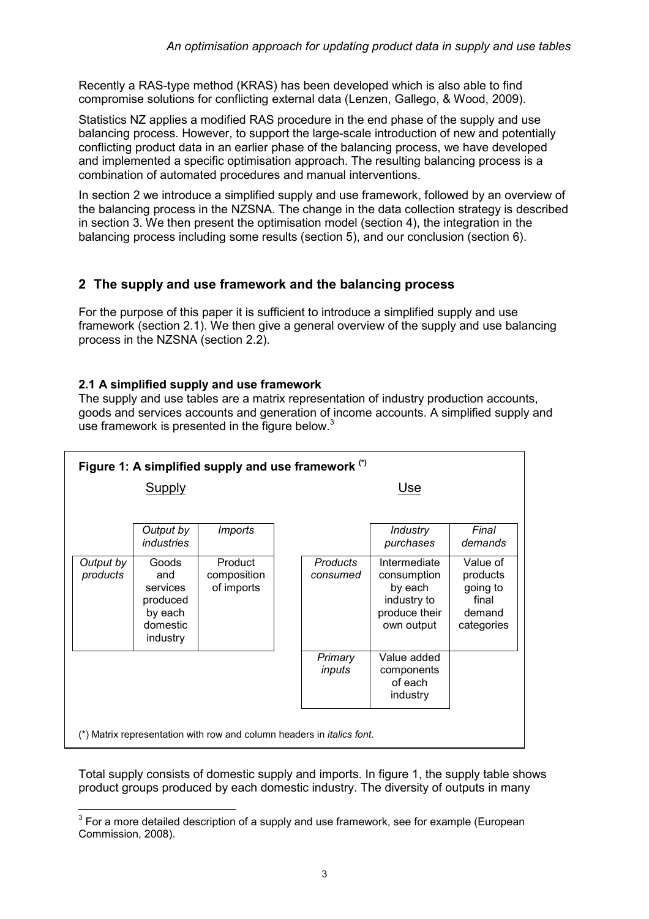Recently a RAS-type method (KRAS) has been developed which is also able to find compromise solutions for conflicting external data (Lenzen, Gallego, & Wood, 2009).

Statistics NZ applies a modified RAS procedure in the end phase of the supply and use balancing process. However, to support the large-scale introduction of new and potentially conflicting product data in an earlier phase of the balancing process, we have developed and implemented a specific optimisation approach. The resulting balancing process is a combination of automated procedures and manual interventions.

In section 2 we introduce a simplified supply and use framework, followed by an overview of the balancing process in the NZSNA. The change in the data collection strategy is described in section 3. We then present the optimisation model (section 4), the integration in the balancing process including some results (section 5), and our conclusion (section 6).

## 2 The supply and use framework and the balancing process

For the purpose of this paper it is sufficient to introduce a simplified supply and use framework (section 2.1). We then give a general overview of the supply and use balancing process in the NZSNA (section 2.2).

### 2.1 A simplified supply and use framework

The supply and use tables are a matrix representation of industry production accounts, goods and services accounts and generation of income accounts. A simplified supply and use framework is presented in the figure below.[3]

**Figure 1: A simplified supply and use framework (\*)**

Supply

| | *Output by industries* | *Imports* |
|---|---|---|
| *Output by products* | Goods and services produced by each domestic industry | Product composition of imports |

Use

| | *Industry purchases* | *Final demands* |
|---|---|---|
| *Products consumed* | Intermediate consumption by each industry to produce their own output | Value of products going to final demand categories |
| *Primary inputs* | Value added components of each industry | |

(\*) Matrix representation with row and column headers in *italics font*.

Total supply consists of domestic supply and imports. In figure 1, the supply table shows product groups produced by each domestic industry. The diversity of outputs in many

[3] For a more detailed description of a supply and use framework, see for example (European Commission, 2008).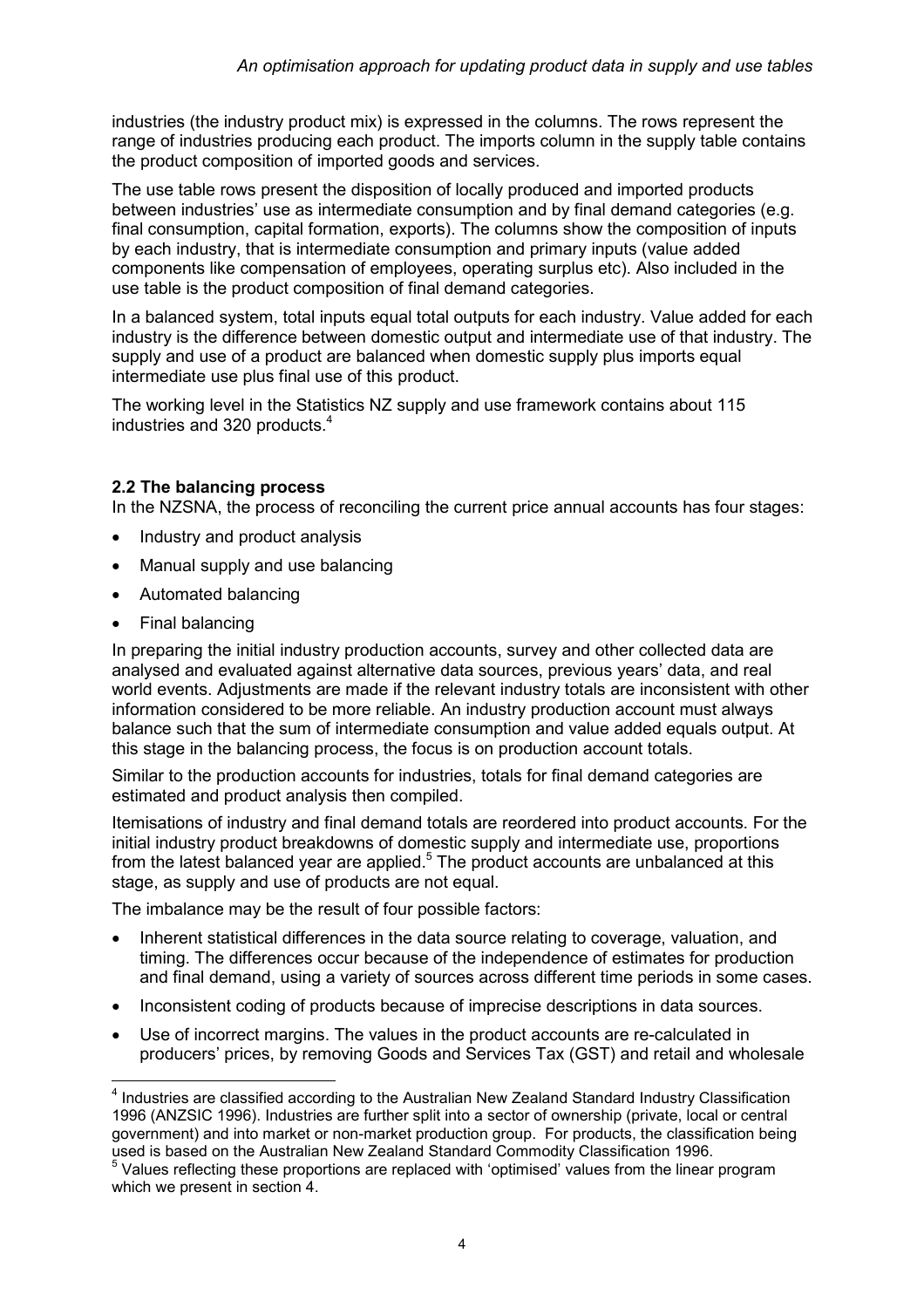industries (the industry product mix) is expressed in the columns. The rows represent the range of industries producing each product. The imports column in the supply table contains the product composition of imported goods and services.

The use table rows present the disposition of locally produced and imported products between industries' use as intermediate consumption and by final demand categories (e.g. final consumption, capital formation, exports). The columns show the composition of inputs by each industry, that is intermediate consumption and primary inputs (value added components like compensation of employees, operating surplus etc). Also included in the use table is the product composition of final demand categories.

In a balanced system, total inputs equal total outputs for each industry. Value added for each industry is the difference between domestic output and intermediate use of that industry. The supply and use of a product are balanced when domestic supply plus imports equal intermediate use plus final use of this product.

The working level in the Statistics NZ supply and use framework contains about 115 industries and 320 products.[4]

### 2.2 The balancing process

In the NZSNA, the process of reconciling the current price annual accounts has four stages:

- Industry and product analysis
- Manual supply and use balancing
- Automated balancing
- Final balancing

In preparing the initial industry production accounts, survey and other collected data are analysed and evaluated against alternative data sources, previous years' data, and real world events. Adjustments are made if the relevant industry totals are inconsistent with other information considered to be more reliable. An industry production account must always balance such that the sum of intermediate consumption and value added equals output. At this stage in the balancing process, the focus is on production account totals.

Similar to the production accounts for industries, totals for final demand categories are estimated and product analysis then compiled.

Itemisations of industry and final demand totals are reordered into product accounts. For the initial industry product breakdowns of domestic supply and intermediate use, proportions from the latest balanced year are applied.[5] The product accounts are unbalanced at this stage, as supply and use of products are not equal.

The imbalance may be the result of four possible factors:

- Inherent statistical differences in the data source relating to coverage, valuation, and timing. The differences occur because of the independence of estimates for production and final demand, using a variety of sources across different time periods in some cases.
- Inconsistent coding of products because of imprecise descriptions in data sources.
- Use of incorrect margins. The values in the product accounts are re-calculated in producers' prices, by removing Goods and Services Tax (GST) and retail and wholesale

---

[4] Industries are classified according to the Australian New Zealand Standard Industry Classification 1996 (ANZSIC 1996). Industries are further split into a sector of ownership (private, local or central government) and into market or non-market production group. For products, the classification being used is based on the Australian New Zealand Standard Commodity Classification 1996.

[5] Values reflecting these proportions are replaced with 'optimised' values from the linear program which we present in section 4.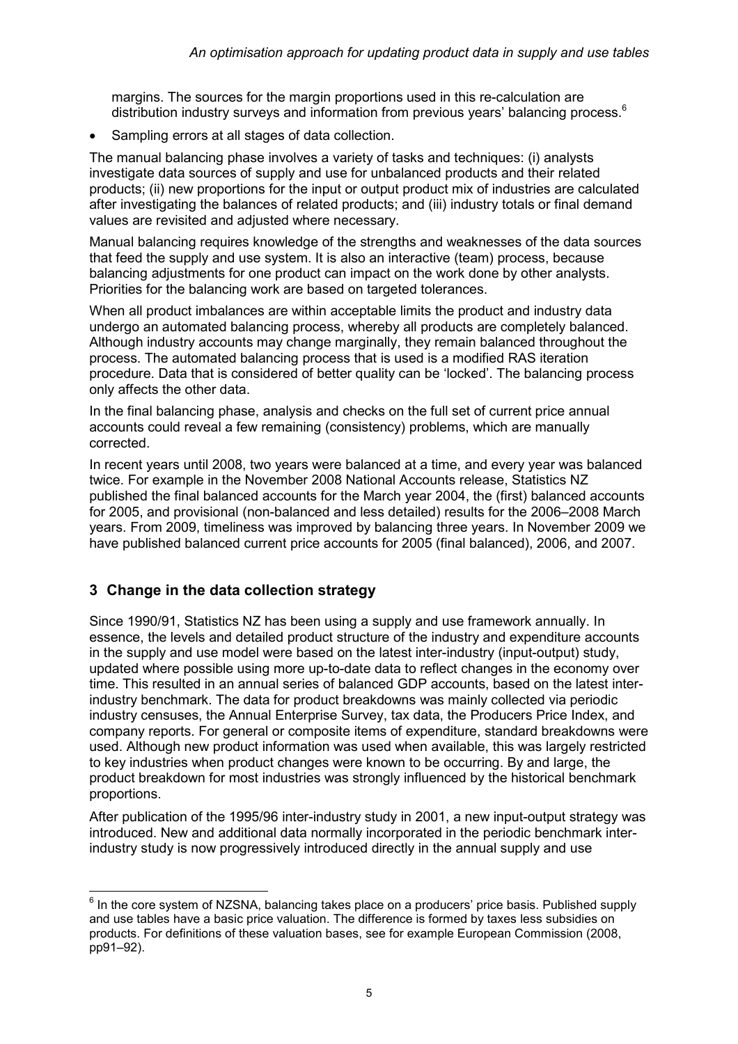margins. The sources for the margin proportions used in this re-calculation are distribution industry surveys and information from previous years' balancing process.[6]

- Sampling errors at all stages of data collection.

The manual balancing phase involves a variety of tasks and techniques: (i) analysts investigate data sources of supply and use for unbalanced products and their related products; (ii) new proportions for the input or output product mix of industries are calculated after investigating the balances of related products; and (iii) industry totals or final demand values are revisited and adjusted where necessary.

Manual balancing requires knowledge of the strengths and weaknesses of the data sources that feed the supply and use system. It is also an interactive (team) process, because balancing adjustments for one product can impact on the work done by other analysts. Priorities for the balancing work are based on targeted tolerances.

When all product imbalances are within acceptable limits the product and industry data undergo an automated balancing process, whereby all products are completely balanced. Although industry accounts may change marginally, they remain balanced throughout the process. The automated balancing process that is used is a modified RAS iteration procedure. Data that is considered of better quality can be 'locked'. The balancing process only affects the other data.

In the final balancing phase, analysis and checks on the full set of current price annual accounts could reveal a few remaining (consistency) problems, which are manually corrected.

In recent years until 2008, two years were balanced at a time, and every year was balanced twice. For example in the November 2008 National Accounts release, Statistics NZ published the final balanced accounts for the March year 2004, the (first) balanced accounts for 2005, and provisional (non-balanced and less detailed) results for the 2006–2008 March years. From 2009, timeliness was improved by balancing three years. In November 2009 we have published balanced current price accounts for 2005 (final balanced), 2006, and 2007.

## 3 Change in the data collection strategy

Since 1990/91, Statistics NZ has been using a supply and use framework annually. In essence, the levels and detailed product structure of the industry and expenditure accounts in the supply and use model were based on the latest inter-industry (input-output) study, updated where possible using more up-to-date data to reflect changes in the economy over time. This resulted in an annual series of balanced GDP accounts, based on the latest inter-industry benchmark. The data for product breakdowns was mainly collected via periodic industry censuses, the Annual Enterprise Survey, tax data, the Producers Price Index, and company reports. For general or composite items of expenditure, standard breakdowns were used. Although new product information was used when available, this was largely restricted to key industries when product changes were known to be occurring. By and large, the product breakdown for most industries was strongly influenced by the historical benchmark proportions.

After publication of the 1995/96 inter-industry study in 2001, a new input-output strategy was introduced. New and additional data normally incorporated in the periodic benchmark inter-industry study is now progressively introduced directly in the annual supply and use

[6] In the core system of NZSNA, balancing takes place on a producers' price basis. Published supply and use tables have a basic price valuation. The difference is formed by taxes less subsidies on products. For definitions of these valuation bases, see for example European Commission (2008, pp91–92).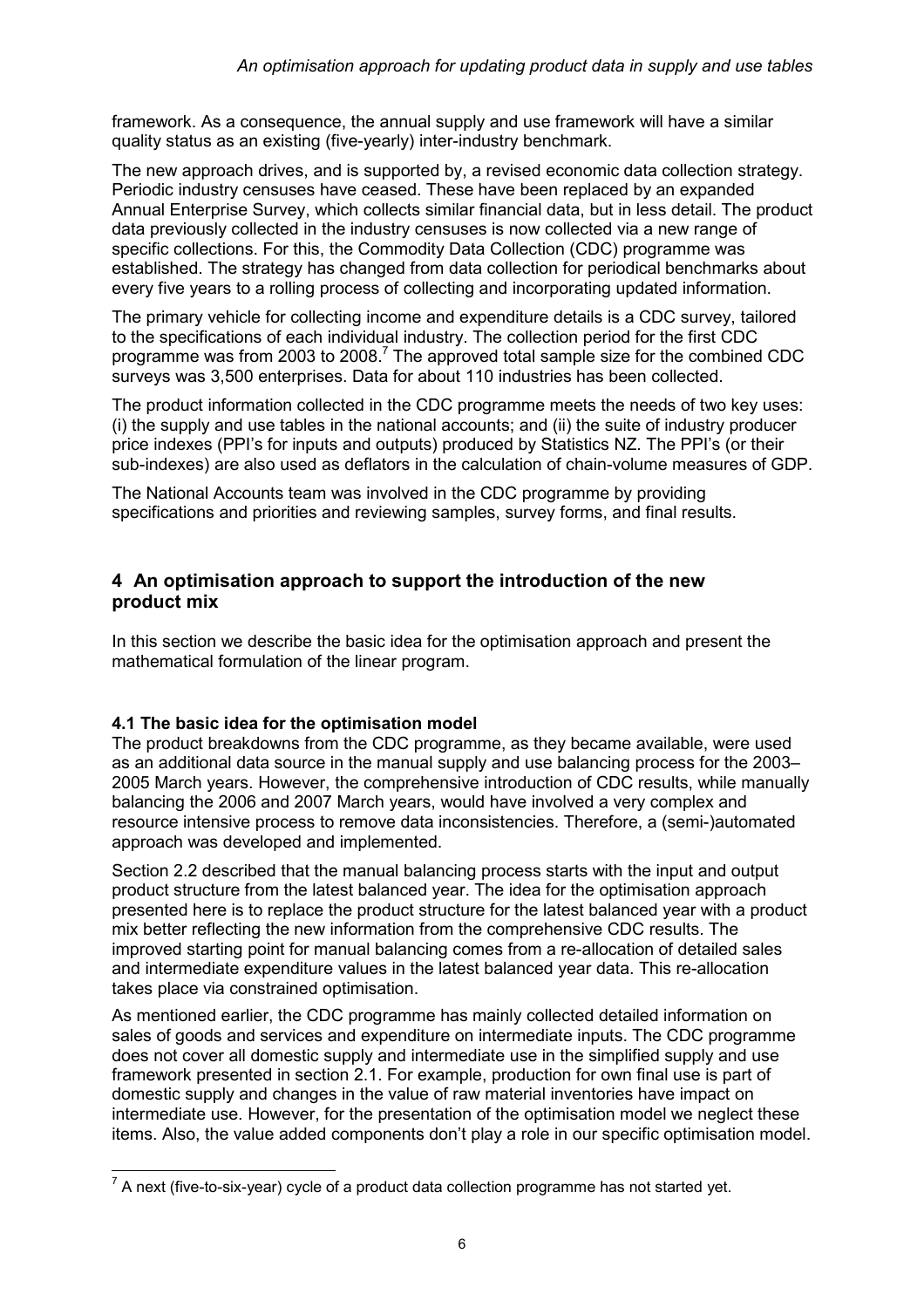framework. As a consequence, the annual supply and use framework will have a similar quality status as an existing (five-yearly) inter-industry benchmark.

The new approach drives, and is supported by, a revised economic data collection strategy. Periodic industry censuses have ceased. These have been replaced by an expanded Annual Enterprise Survey, which collects similar financial data, but in less detail. The product data previously collected in the industry censuses is now collected via a new range of specific collections. For this, the Commodity Data Collection (CDC) programme was established. The strategy has changed from data collection for periodical benchmarks about every five years to a rolling process of collecting and incorporating updated information.

The primary vehicle for collecting income and expenditure details is a CDC survey, tailored to the specifications of each individual industry. The collection period for the first CDC programme was from 2003 to 2008.[7] The approved total sample size for the combined CDC surveys was 3,500 enterprises. Data for about 110 industries has been collected.

The product information collected in the CDC programme meets the needs of two key uses: (i) the supply and use tables in the national accounts; and (ii) the suite of industry producer price indexes (PPI's for inputs and outputs) produced by Statistics NZ. The PPI's (or their sub-indexes) are also used as deflators in the calculation of chain-volume measures of GDP.

The National Accounts team was involved in the CDC programme by providing specifications and priorities and reviewing samples, survey forms, and final results.

## 4 An optimisation approach to support the introduction of the new product mix

In this section we describe the basic idea for the optimisation approach and present the mathematical formulation of the linear program.

### 4.1 The basic idea for the optimisation model

The product breakdowns from the CDC programme, as they became available, were used as an additional data source in the manual supply and use balancing process for the 2003–2005 March years. However, the comprehensive introduction of CDC results, while manually balancing the 2006 and 2007 March years, would have involved a very complex and resource intensive process to remove data inconsistencies. Therefore, a (semi-)automated approach was developed and implemented.

Section 2.2 described that the manual balancing process starts with the input and output product structure from the latest balanced year. The idea for the optimisation approach presented here is to replace the product structure for the latest balanced year with a product mix better reflecting the new information from the comprehensive CDC results. The improved starting point for manual balancing comes from a re-allocation of detailed sales and intermediate expenditure values in the latest balanced year data. This re-allocation takes place via constrained optimisation.

As mentioned earlier, the CDC programme has mainly collected detailed information on sales of goods and services and expenditure on intermediate inputs. The CDC programme does not cover all domestic supply and intermediate use in the simplified supply and use framework presented in section 2.1. For example, production for own final use is part of domestic supply and changes in the value of raw material inventories have impact on intermediate use. However, for the presentation of the optimisation model we neglect these items. Also, the value added components don't play a role in our specific optimisation model.

[7] A next (five-to-six-year) cycle of a product data collection programme has not started yet.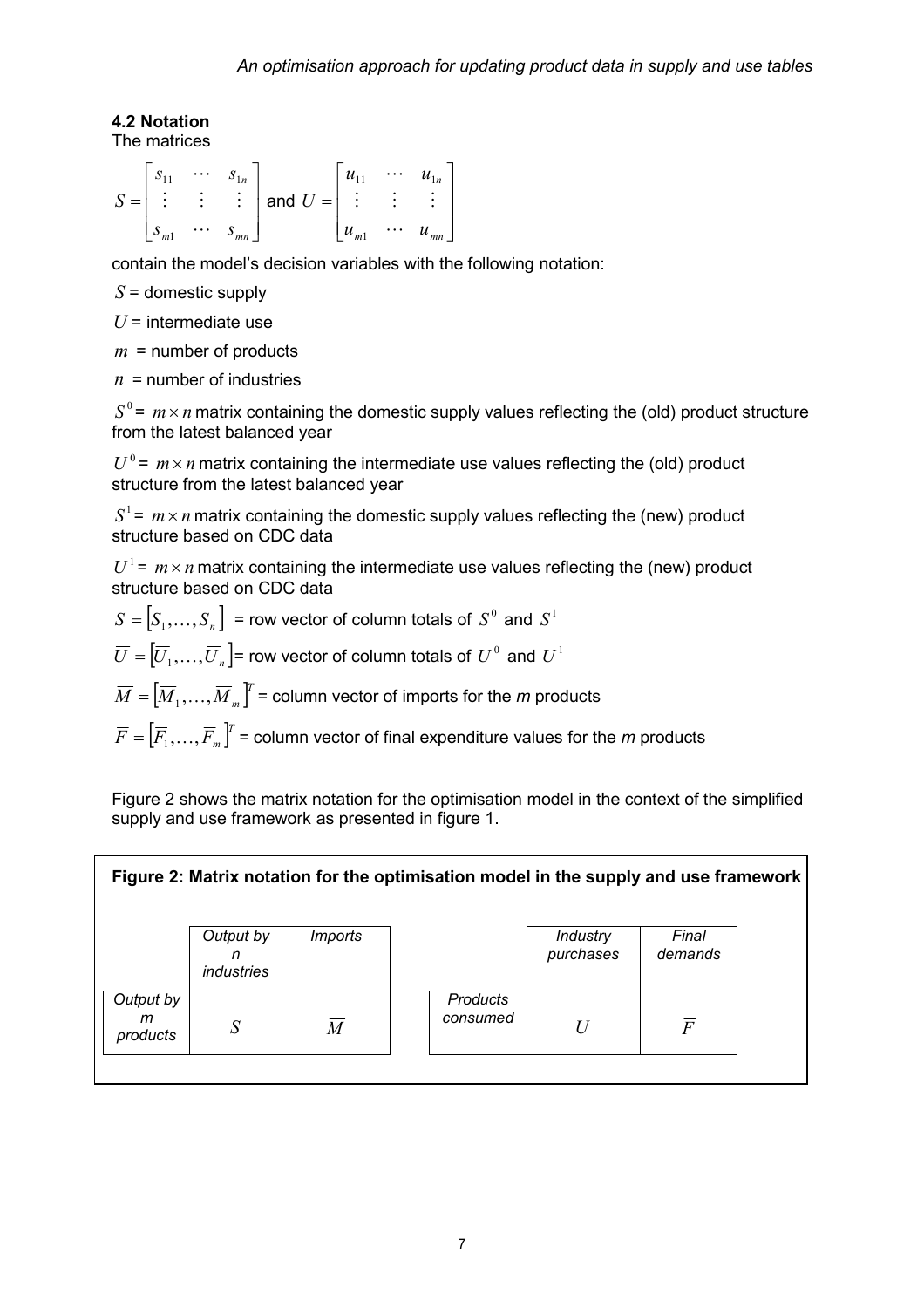### 4.2 Notation

The matrices

$$S = \begin{bmatrix} s_{11} & \cdots & s_{1n} \\ \vdots & \vdots & \vdots \\ s_{m1} & \cdots & s_{mn} \end{bmatrix} \text{ and } U = \begin{bmatrix} u_{11} & \cdots & u_{1n} \\ \vdots & \vdots & \vdots \\ u_{m1} & \cdots & u_{mn} \end{bmatrix}$$

contain the model's decision variables with the following notation:

$S$ = domestic supply

$U$ = intermediate use

$m$ = number of products

$n$ = number of industries

$S^0$ = $m \times n$ matrix containing the domestic supply values reflecting the (old) product structure from the latest balanced year

$U^0$ = $m \times n$ matrix containing the intermediate use values reflecting the (old) product structure from the latest balanced year

$S^1$ = $m \times n$ matrix containing the domestic supply values reflecting the (new) product structure based on CDC data

$U^1$ = $m \times n$ matrix containing the intermediate use values reflecting the (new) product structure based on CDC data

$\overline{S} = \left[\overline{S}_1, \ldots, \overline{S}_n\right]$ = row vector of column totals of $S^0$ and $S^1$

$\overline{U} = \left[\overline{U}_1, \ldots, \overline{U}_n\right]$= row vector of column totals of $U^0$ and $U^1$

$\overline{M} = \left[\overline{M}_1, \ldots, \overline{M}_m\right]^T$ = column vector of imports for the *m* products

$\overline{F} = \left[\overline{F}_1, \ldots, \overline{F}_m\right]^T$ = column vector of final expenditure values for the *m* products

Figure 2 shows the matrix notation for the optimisation model in the context of the simplified supply and use framework as presented in figure 1.

**Figure 2: Matrix notation for the optimisation model in the supply and use framework**

| | *Output by n industries* | *Imports* |
|---|---|---|
| *Output by m products* | $S$ | $\overline{M}$ |

| | *Industry purchases* | *Final demands* |
|---|---|---|
| *Products consumed* | $U$ | $\overline{F}$ |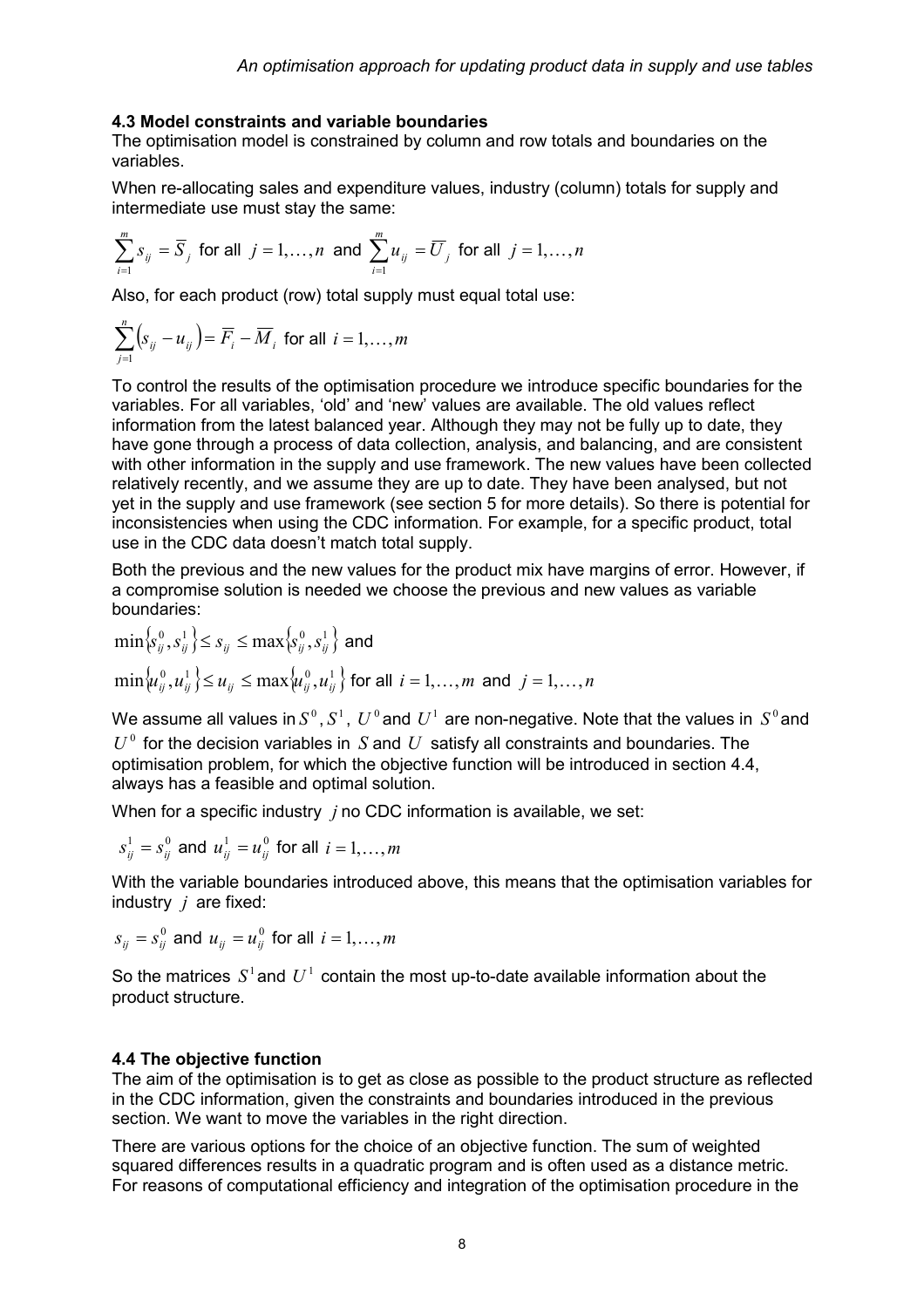### 4.3 Model constraints and variable boundaries

The optimisation model is constrained by column and row totals and boundaries on the variables.

When re-allocating sales and expenditure values, industry (column) totals for supply and intermediate use must stay the same:

$$\sum_{i=1}^{m} s_{ij} = \overline{S}_j \text{ for all } j = 1, \ldots, n \text{ and } \sum_{i=1}^{m} u_{ij} = \overline{U}_j \text{ for all } j = 1, \ldots, n$$

Also, for each product (row) total supply must equal total use:

$$\sum_{j=1}^{n} \left( s_{ij} - u_{ij} \right) = \overline{F}_i - \overline{M}_i \text{ for all } i = 1, \ldots, m$$

To control the results of the optimisation procedure we introduce specific boundaries for the variables. For all variables, 'old' and 'new' values are available. The old values reflect information from the latest balanced year. Although they may not be fully up to date, they have gone through a process of data collection, analysis, and balancing, and are consistent with other information in the supply and use framework. The new values have been collected relatively recently, and we assume they are up to date. They have been analysed, but not yet in the supply and use framework (see section 5 for more details). So there is potential for inconsistencies when using the CDC information. For example, for a specific product, total use in the CDC data doesn't match total supply.

Both the previous and the new values for the product mix have margins of error. However, if a compromise solution is needed we choose the previous and new values as variable boundaries:

$$\min\{s_{ij}^0, s_{ij}^1\} \leq s_{ij} \leq \max\{s_{ij}^0, s_{ij}^1\} \text{ and}$$

$$\min\{u_{ij}^0, u_{ij}^1\} \leq u_{ij} \leq \max\{u_{ij}^0, u_{ij}^1\} \text{ for all } i = 1, \ldots, m \text{ and } j = 1, \ldots, n$$

We assume all values in $S^0$, $S^1$, $U^0$ and $U^1$ are non-negative. Note that the values in $S^0$ and $U^0$ for the decision variables in $S$ and $U$ satisfy all constraints and boundaries. The optimisation problem, for which the objective function will be introduced in section 4.4, always has a feasible and optimal solution.

When for a specific industry $j$ no CDC information is available, we set:

$$s_{ij}^1 = s_{ij}^0 \text{ and } u_{ij}^1 = u_{ij}^0 \text{ for all } i = 1, \ldots, m$$

With the variable boundaries introduced above, this means that the optimisation variables for industry $j$ are fixed:

$$s_{ij} = s_{ij}^0 \text{ and } u_{ij} = u_{ij}^0 \text{ for all } i = 1, \ldots, m$$

So the matrices $S^1$ and $U^1$ contain the most up-to-date available information about the product structure.

### 4.4 The objective function

The aim of the optimisation is to get as close as possible to the product structure as reflected in the CDC information, given the constraints and boundaries introduced in the previous section. We want to move the variables in the right direction.

There are various options for the choice of an objective function. The sum of weighted squared differences results in a quadratic program and is often used as a distance metric. For reasons of computational efficiency and integration of the optimisation procedure in the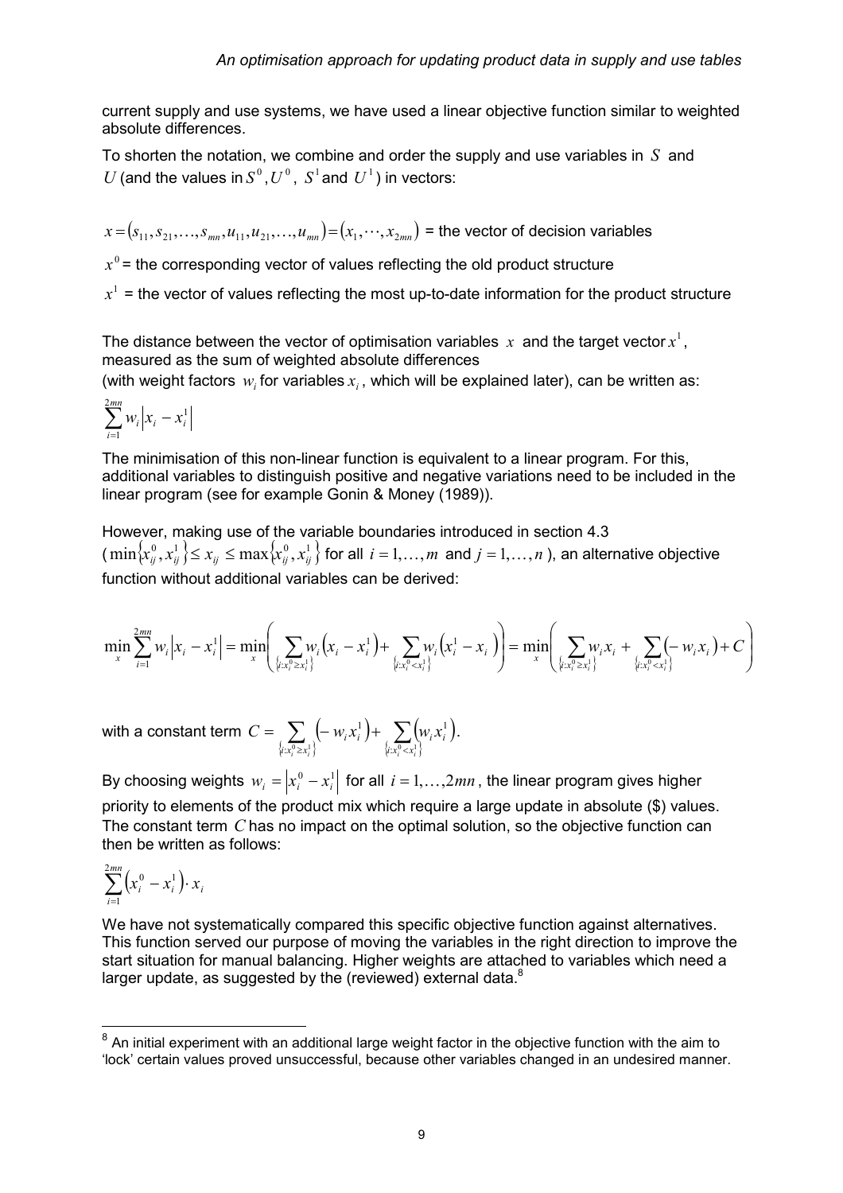current supply and use systems, we have used a linear objective function similar to weighted absolute differences.

To shorten the notation, we combine and order the supply and use variables in $S$ and $U$ (and the values in $S^0, U^0$, $S^1$ and $U^1$) in vectors:

$x = (s_{11}, s_{21}, \ldots, s_{mn}, u_{11}, u_{21}, \ldots, u_{mn}) = (x_1, \cdots, x_{2mn})$ = the vector of decision variables

$x^0$ = the corresponding vector of values reflecting the old product structure

$x^1$ = the vector of values reflecting the most up-to-date information for the product structure

The distance between the vector of optimisation variables $x$ and the target vector $x^1$, measured as the sum of weighted absolute differences

(with weight factors $w_i$ for variables $x_i$, which will be explained later), can be written as:

$$\sum_{i=1}^{2mn} w_i \left| x_i - x_i^1 \right|$$

The minimisation of this non-linear function is equivalent to a linear program. For this, additional variables to distinguish positive and negative variations need to be included in the linear program (see for example Gonin & Money (1989)).

However, making use of the variable boundaries introduced in section 4.3 ($\min\{x_{ij}^0, x_{ij}^1\} \le x_{ij} \le \max\{x_{ij}^0, x_{ij}^1\}$ for all $i = 1, \ldots, m$ and $j = 1, \ldots, n$), an alternative objective function without additional variables can be derived:

$$\min_x \sum_{i=1}^{2mn} w_i \left| x_i - x_i^1 \right| = \min_x \left( \sum_{\{i: x_i^0 \ge x_i^1\}} w_i \left( x_i - x_i^1 \right) + \sum_{\{i: x_i^0 < x_i^1\}} w_i \left( x_i^1 - x_i \right) \right) = \min_x \left( \sum_{\{i: x_i^0 \ge x_i^1\}} w_i x_i + \sum_{\{i: x_i^0 < x_i^1\}} \left( -w_i x_i \right) + C \right)$$

with a constant term $C = \sum_{\{i: x_i^0 \ge x_i^1\}} \left( -w_i x_i^1 \right) + \sum_{\{i: x_i^0 < x_i^1\}} \left( w_i x_i^1 \right)$.

By choosing weights $w_i = \left| x_i^0 - x_i^1 \right|$ for all $i = 1, \ldots, 2mn$, the linear program gives higher priority to elements of the product mix which require a large update in absolute ($) values. The constant term $C$ has no impact on the optimal solution, so the objective function can then be written as follows:

$$\sum_{i=1}^{2mn} \left( x_i^0 - x_i^1 \right) \cdot x_i$$

We have not systematically compared this specific objective function against alternatives. This function served our purpose of moving the variables in the right direction to improve the start situation for manual balancing. Higher weights are attached to variables which need a larger update, as suggested by the (reviewed) external data.[8]

[8] An initial experiment with an additional large weight factor in the objective function with the aim to 'lock' certain values proved unsuccessful, because other variables changed in an undesired manner.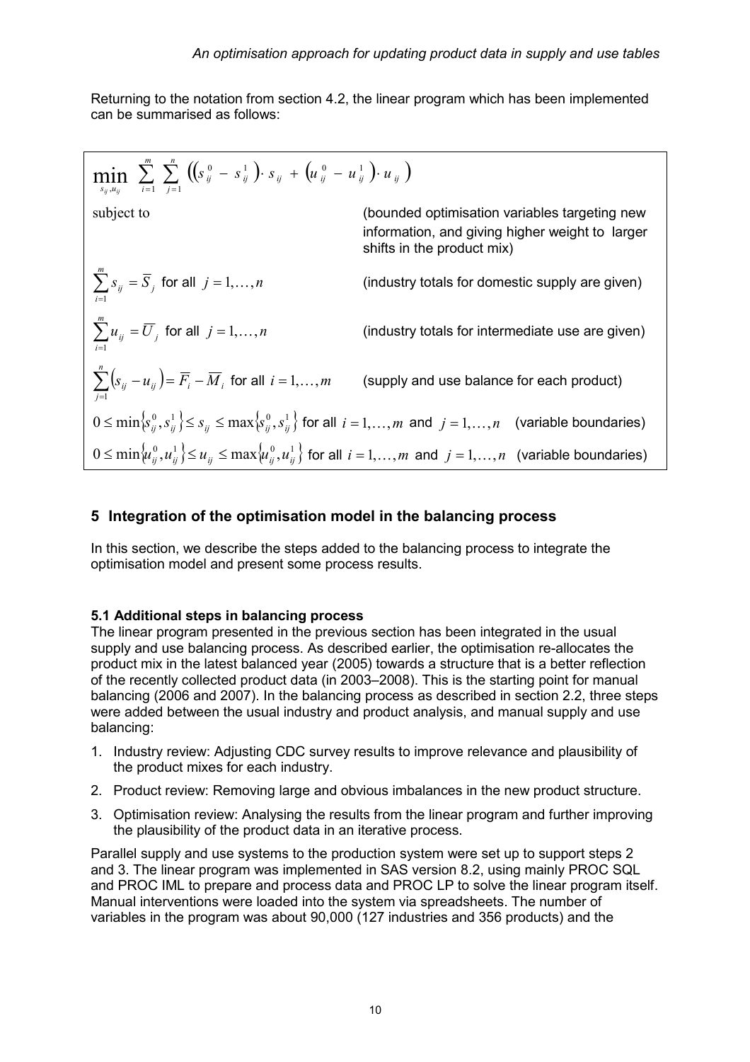Returning to the notation from section 4.2, the linear program which has been implemented can be summarised as follows:

$$\min_{s_{ij}, u_{ij}} \sum_{i=1}^{m} \sum_{j=1}^{n} \left( \left(s_{ij}^{0} - s_{ij}^{1}\right) \cdot s_{ij} + \left(u_{ij}^{0} - u_{ij}^{1}\right) \cdot u_{ij} \right)$$

subject to (bounded optimisation variables targeting new information, and giving higher weight to larger shifts in the product mix)

$$\sum_{i=1}^{m} s_{ij} = \overline{S}_j \text{ for all } j = 1, \ldots, n$$ (industry totals for domestic supply are given)

$$\sum_{i=1}^{m} u_{ij} = \overline{U}_j \text{ for all } j = 1, \ldots, n$$ (industry totals for intermediate use are given)

$$\sum_{j=1}^{n} \left(s_{ij} - u_{ij}\right) = \overline{F}_i - \overline{M}_i \text{ for all } i = 1, \ldots, m$$ (supply and use balance for each product)

$$0 \leq \min\left\{s_{ij}^{0}, s_{ij}^{1}\right\} \leq s_{ij} \leq \max\left\{s_{ij}^{0}, s_{ij}^{1}\right\} \text{ for all } i = 1, \ldots, m \text{ and } j = 1, \ldots, n$$ (variable boundaries)

$$0 \leq \min\left\{u_{ij}^{0}, u_{ij}^{1}\right\} \leq u_{ij} \leq \max\left\{u_{ij}^{0}, u_{ij}^{1}\right\} \text{ for all } i = 1, \ldots, m \text{ and } j = 1, \ldots, n$$ (variable boundaries)

## 5 Integration of the optimisation model in the balancing process

In this section, we describe the steps added to the balancing process to integrate the optimisation model and present some process results.

### 5.1 Additional steps in balancing process

The linear program presented in the previous section has been integrated in the usual supply and use balancing process. As described earlier, the optimisation re-allocates the product mix in the latest balanced year (2005) towards a structure that is a better reflection of the recently collected product data (in 2003–2008). This is the starting point for manual balancing (2006 and 2007). In the balancing process as described in section 2.2, three steps were added between the usual industry and product analysis, and manual supply and use balancing:

1. Industry review: Adjusting CDC survey results to improve relevance and plausibility of the product mixes for each industry.
2. Product review: Removing large and obvious imbalances in the new product structure.
3. Optimisation review: Analysing the results from the linear program and further improving the plausibility of the product data in an iterative process.

Parallel supply and use systems to the production system were set up to support steps 2 and 3. The linear program was implemented in SAS version 8.2, using mainly PROC SQL and PROC IML to prepare and process data and PROC LP to solve the linear program itself. Manual interventions were loaded into the system via spreadsheets. The number of variables in the program was about 90,000 (127 industries and 356 products) and the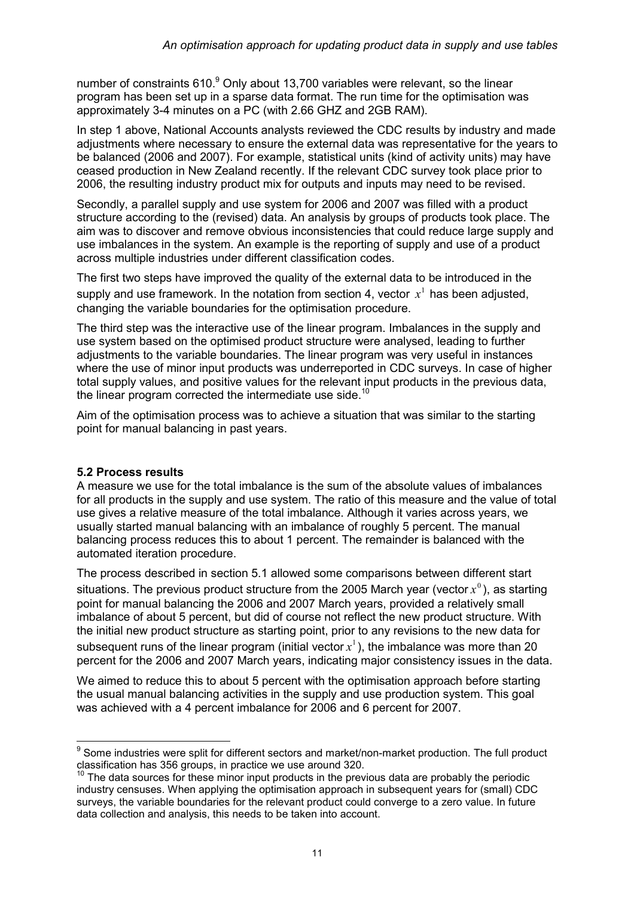number of constraints 610.[9] Only about 13,700 variables were relevant, so the linear program has been set up in a sparse data format. The run time for the optimisation was approximately 3-4 minutes on a PC (with 2.66 GHZ and 2GB RAM).

In step 1 above, National Accounts analysts reviewed the CDC results by industry and made adjustments where necessary to ensure the external data was representative for the years to be balanced (2006 and 2007). For example, statistical units (kind of activity units) may have ceased production in New Zealand recently. If the relevant CDC survey took place prior to 2006, the resulting industry product mix for outputs and inputs may need to be revised.

Secondly, a parallel supply and use system for 2006 and 2007 was filled with a product structure according to the (revised) data. An analysis by groups of products took place. The aim was to discover and remove obvious inconsistencies that could reduce large supply and use imbalances in the system. An example is the reporting of supply and use of a product across multiple industries under different classification codes.

The first two steps have improved the quality of the external data to be introduced in the supply and use framework. In the notation from section 4, vector $x^1$ has been adjusted, changing the variable boundaries for the optimisation procedure.

The third step was the interactive use of the linear program. Imbalances in the supply and use system based on the optimised product structure were analysed, leading to further adjustments to the variable boundaries. The linear program was very useful in instances where the use of minor input products was underreported in CDC surveys. In case of higher total supply values, and positive values for the relevant input products in the previous data, the linear program corrected the intermediate use side.[10]

Aim of the optimisation process was to achieve a situation that was similar to the starting point for manual balancing in past years.

### 5.2 Process results

A measure we use for the total imbalance is the sum of the absolute values of imbalances for all products in the supply and use system. The ratio of this measure and the value of total use gives a relative measure of the total imbalance. Although it varies across years, we usually started manual balancing with an imbalance of roughly 5 percent. The manual balancing process reduces this to about 1 percent. The remainder is balanced with the automated iteration procedure.

The process described in section 5.1 allowed some comparisons between different start situations. The previous product structure from the 2005 March year (vector $x^0$), as starting point for manual balancing the 2006 and 2007 March years, provided a relatively small imbalance of about 5 percent, but did of course not reflect the new product structure. With the initial new product structure as starting point, prior to any revisions to the new data for subsequent runs of the linear program (initial vector $x^1$), the imbalance was more than 20 percent for the 2006 and 2007 March years, indicating major consistency issues in the data.

We aimed to reduce this to about 5 percent with the optimisation approach before starting the usual manual balancing activities in the supply and use production system. This goal was achieved with a 4 percent imbalance for 2006 and 6 percent for 2007.

---

[9] Some industries were split for different sectors and market/non-market production. The full product classification has 356 groups, in practice we use around 320.

[10] The data sources for these minor input products in the previous data are probably the periodic industry censuses. When applying the optimisation approach in subsequent years for (small) CDC surveys, the variable boundaries for the relevant product could converge to a zero value. In future data collection and analysis, this needs to be taken into account.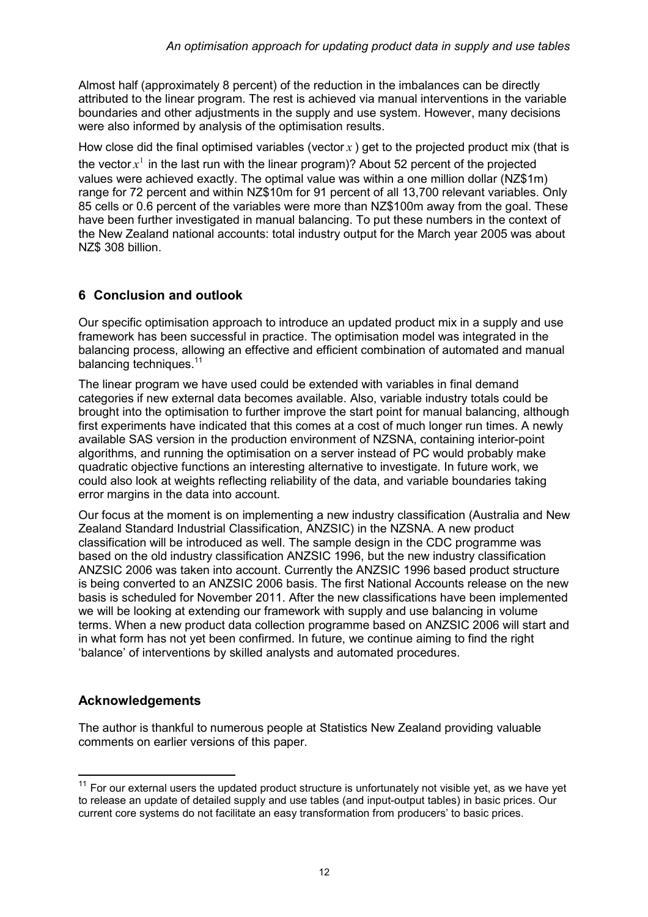Almost half (approximately 8 percent) of the reduction in the imbalances can be directly attributed to the linear program. The rest is achieved via manual interventions in the variable boundaries and other adjustments in the supply and use system. However, many decisions were also informed by analysis of the optimisation results.

How close did the final optimised variables (vector $x$) get to the projected product mix (that is the vector $x^1$ in the last run with the linear program)? About 52 percent of the projected values were achieved exactly. The optimal value was within a one million dollar (NZ$1m) range for 72 percent and within NZ$10m for 91 percent of all 13,700 relevant variables. Only 85 cells or 0.6 percent of the variables were more than NZ$100m away from the goal. These have been further investigated in manual balancing. To put these numbers in the context of the New Zealand national accounts: total industry output for the March year 2005 was about NZ$ 308 billion.

## 6 Conclusion and outlook

Our specific optimisation approach to introduce an updated product mix in a supply and use framework has been successful in practice. The optimisation model was integrated in the balancing process, allowing an effective and efficient combination of automated and manual balancing techniques.[11]

The linear program we have used could be extended with variables in final demand categories if new external data becomes available. Also, variable industry totals could be brought into the optimisation to further improve the start point for manual balancing, although first experiments have indicated that this comes at a cost of much longer run times. A newly available SAS version in the production environment of NZSNA, containing interior-point algorithms, and running the optimisation on a server instead of PC would probably make quadratic objective functions an interesting alternative to investigate. In future work, we could also look at weights reflecting reliability of the data, and variable boundaries taking error margins in the data into account.

Our focus at the moment is on implementing a new industry classification (Australia and New Zealand Standard Industrial Classification, ANZSIC) in the NZSNA. A new product classification will be introduced as well. The sample design in the CDC programme was based on the old industry classification ANZSIC 1996, but the new industry classification ANZSIC 2006 was taken into account. Currently the ANZSIC 1996 based product structure is being converted to an ANZSIC 2006 basis. The first National Accounts release on the new basis is scheduled for November 2011. After the new classifications have been implemented we will be looking at extending our framework with supply and use balancing in volume terms. When a new product data collection programme based on ANZSIC 2006 will start and in what form has not yet been confirmed. In future, we continue aiming to find the right 'balance' of interventions by skilled analysts and automated procedures.

## Acknowledgements

The author is thankful to numerous people at Statistics New Zealand providing valuable comments on earlier versions of this paper.

---

[11] For our external users the updated product structure is unfortunately not visible yet, as we have yet to release an update of detailed supply and use tables (and input-output tables) in basic prices. Our current core systems do not facilitate an easy transformation from producers' to basic prices.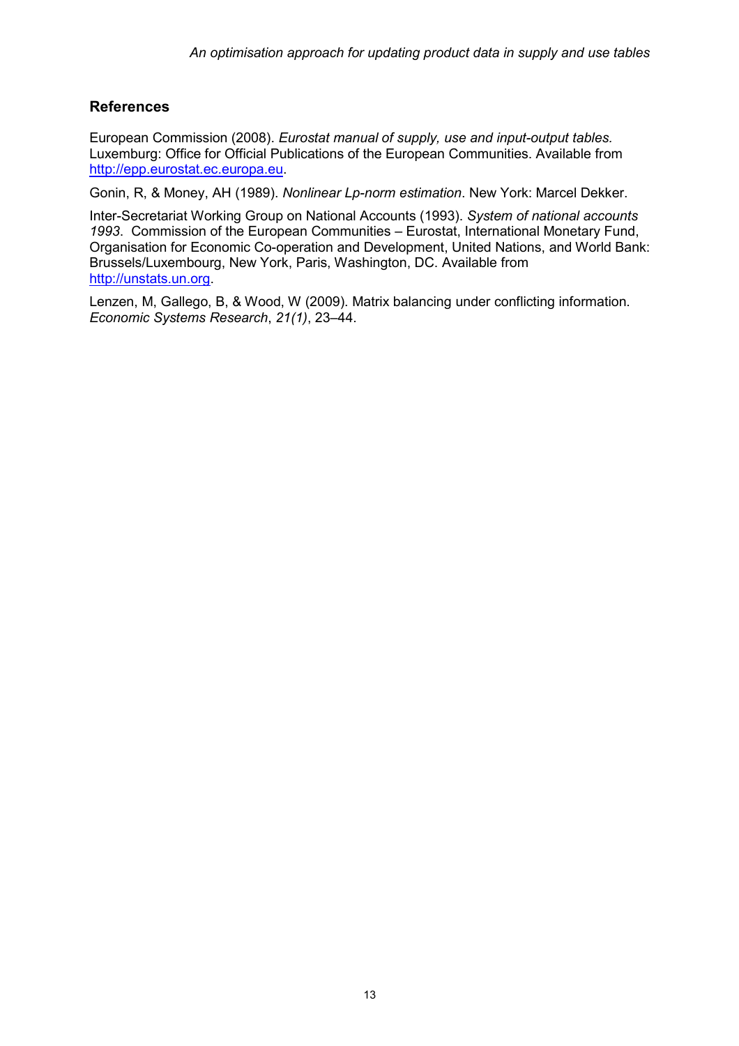## References

European Commission (2008). *Eurostat manual of supply, use and input-output tables.* Luxemburg: Office for Official Publications of the European Communities. Available from http://epp.eurostat.ec.europa.eu.

Gonin, R, & Money, AH (1989). *Nonlinear Lp-norm estimation*. New York: Marcel Dekker.

Inter-Secretariat Working Group on National Accounts (1993). *System of national accounts 1993*. Commission of the European Communities – Eurostat, International Monetary Fund, Organisation for Economic Co-operation and Development, United Nations, and World Bank: Brussels/Luxembourg, New York, Paris, Washington, DC. Available from http://unstats.un.org.

Lenzen, M, Gallego, B, & Wood, W (2009). Matrix balancing under conflicting information. *Economic Systems Research*, *21(1)*, 23–44.